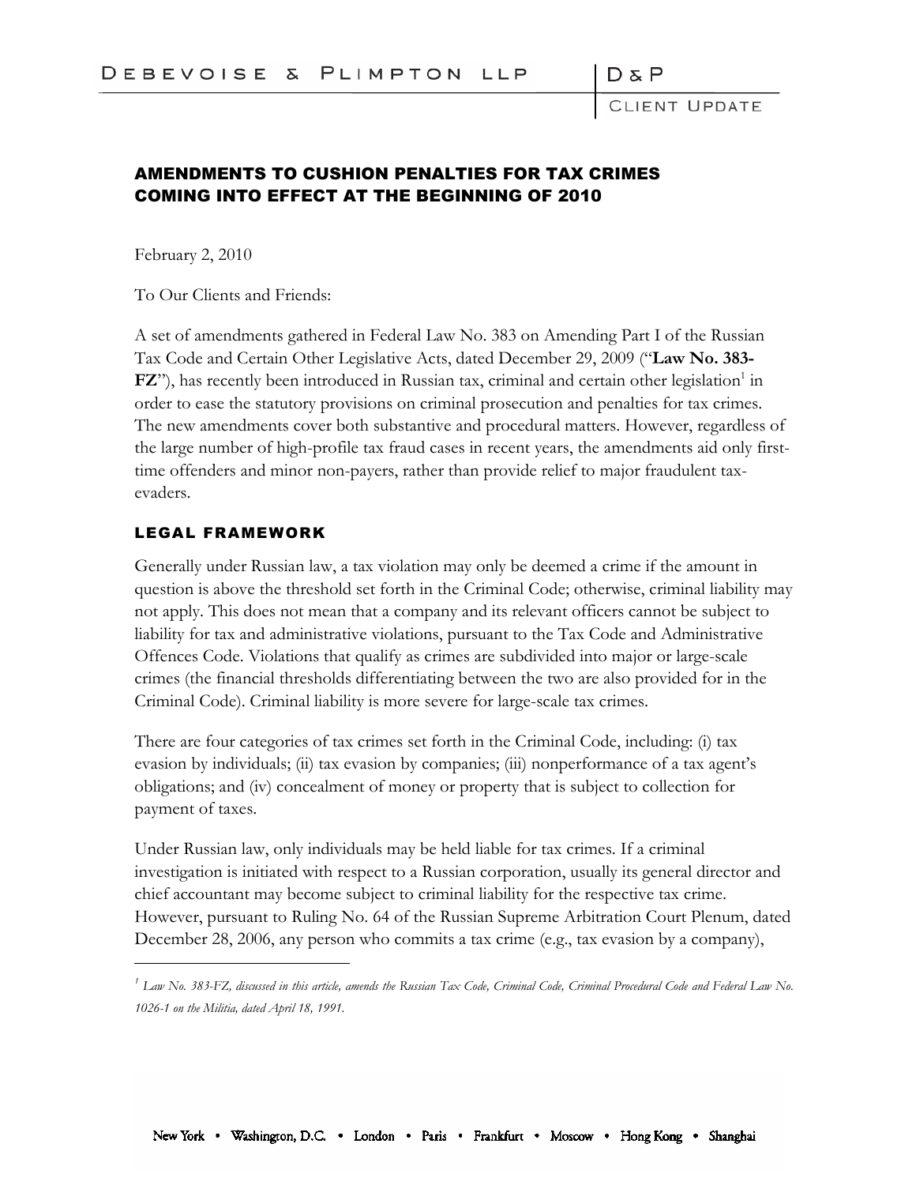# AMENDMENTS TO CUSHION PENALTIES FOR TAX CRIMES COMING INTO EFFECT AT THE BEGINNING OF 2010

February 2, 2010

To Our Clients and Friends:

A set of amendments gathered in Federal Law No. 383 on Amending Part I of the Russian Tax Code and Certain Other Legislative Acts, dated December 29, 2009 ("**Law No. 383-FZ**"), has recently been introduced in Russian tax, criminal and certain other legislation[1] in order to ease the statutory provisions on criminal prosecution and penalties for tax crimes. The new amendments cover both substantive and procedural matters. However, regardless of the large number of high-profile tax fraud cases in recent years, the amendments aid only first-time offenders and minor non-payers, rather than provide relief to major fraudulent tax-evaders.

## LEGAL FRAMEWORK

Generally under Russian law, a tax violation may only be deemed a crime if the amount in question is above the threshold set forth in the Criminal Code; otherwise, criminal liability may not apply. This does not mean that a company and its relevant officers cannot be subject to liability for tax and administrative violations, pursuant to the Tax Code and Administrative Offences Code. Violations that qualify as crimes are subdivided into major or large-scale crimes (the financial thresholds differentiating between the two are also provided for in the Criminal Code). Criminal liability is more severe for large-scale tax crimes.

There are four categories of tax crimes set forth in the Criminal Code, including: (i) tax evasion by individuals; (ii) tax evasion by companies; (iii) nonperformance of a tax agent's obligations; and (iv) concealment of money or property that is subject to collection for payment of taxes.

Under Russian law, only individuals may be held liable for tax crimes. If a criminal investigation is initiated with respect to a Russian corporation, usually its general director and chief accountant may become subject to criminal liability for the respective tax crime. However, pursuant to Ruling No. 64 of the Russian Supreme Arbitration Court Plenum, dated December 28, 2006, any person who commits a tax crime (e.g., tax evasion by a company),

---

[1] *Law No. 383-FZ, discussed in this article, amends the Russian Tax Code, Criminal Code, Criminal Procedural Code and Federal Law No. 1026-1 on the Militia, dated April 18, 1991.*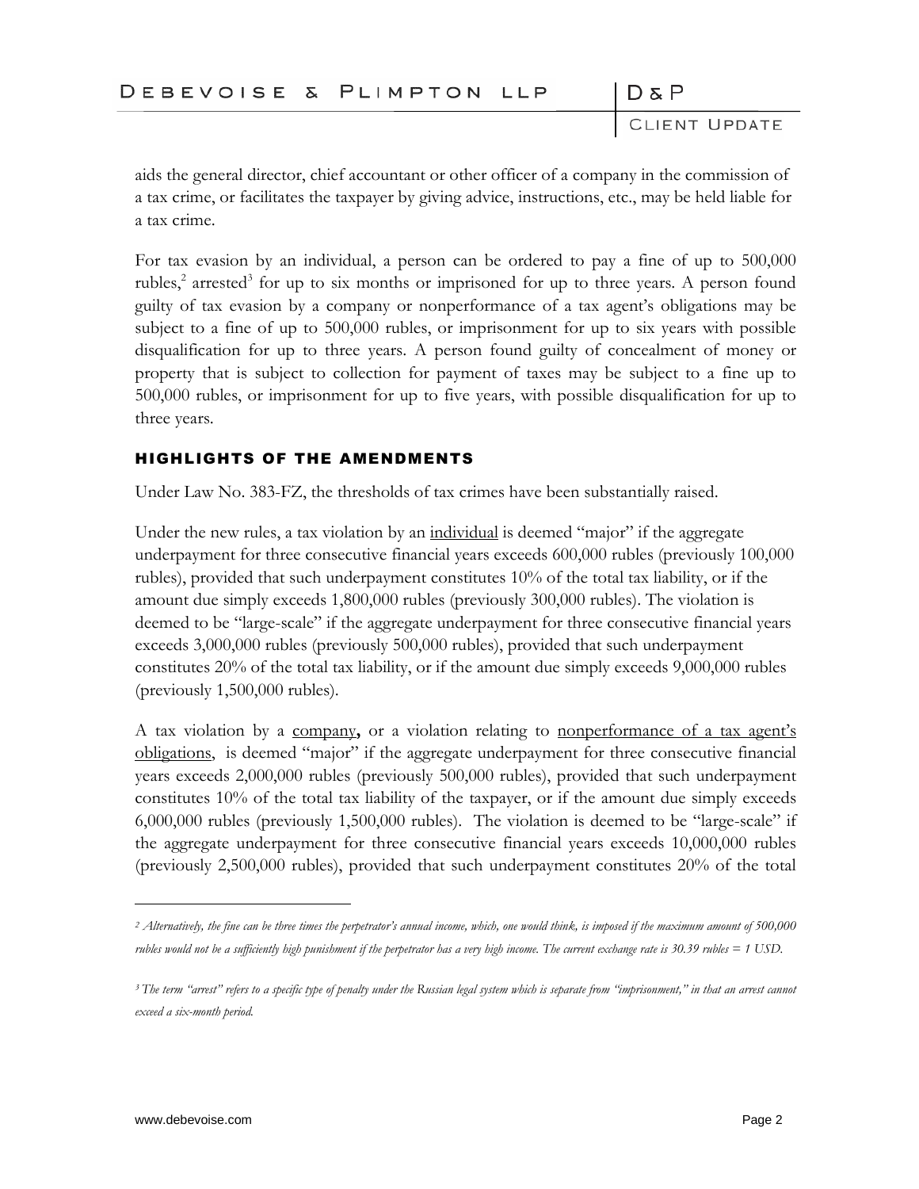aids the general director, chief accountant or other officer of a company in the commission of a tax crime, or facilitates the taxpayer by giving advice, instructions, etc., may be held liable for a tax crime.

For tax evasion by an individual, a person can be ordered to pay a fine of up to 500,000 rubles,[2] arrested[3] for up to six months or imprisoned for up to three years. A person found guilty of tax evasion by a company or nonperformance of a tax agent's obligations may be subject to a fine of up to 500,000 rubles, or imprisonment for up to six years with possible disqualification for up to three years. A person found guilty of concealment of money or property that is subject to collection for payment of taxes may be subject to a fine up to 500,000 rubles, or imprisonment for up to five years, with possible disqualification for up to three years.

## HIGHLIGHTS OF THE AMENDMENTS

Under Law No. 383-FZ, the thresholds of tax crimes have been substantially raised.

Under the new rules, a tax violation by an individual is deemed "major" if the aggregate underpayment for three consecutive financial years exceeds 600,000 rubles (previously 100,000 rubles), provided that such underpayment constitutes 10% of the total tax liability, or if the amount due simply exceeds 1,800,000 rubles (previously 300,000 rubles). The violation is deemed to be "large-scale" if the aggregate underpayment for three consecutive financial years exceeds 3,000,000 rubles (previously 500,000 rubles), provided that such underpayment constitutes 20% of the total tax liability, or if the amount due simply exceeds 9,000,000 rubles (previously 1,500,000 rubles).

A tax violation by a company**,** or a violation relating to nonperformance of a tax agent's obligations, is deemed "major" if the aggregate underpayment for three consecutive financial years exceeds 2,000,000 rubles (previously 500,000 rubles), provided that such underpayment constitutes 10% of the total tax liability of the taxpayer, or if the amount due simply exceeds 6,000,000 rubles (previously 1,500,000 rubles). The violation is deemed to be "large-scale" if the aggregate underpayment for three consecutive financial years exceeds 10,000,000 rubles (previously 2,500,000 rubles), provided that such underpayment constitutes 20% of the total

---

*[2] Alternatively, the fine can be three times the perpetrator's annual income, which, one would think, is imposed if the maximum amount of 500,000 rubles would not be a sufficiently high punishment if the perpetrator has a very high income. The current exchange rate is 30.39 rubles = 1 USD.*

*[3] The term "arrest" refers to a specific type of penalty under the Russian legal system which is separate from "imprisonment," in that an arrest cannot exceed a six-month period.*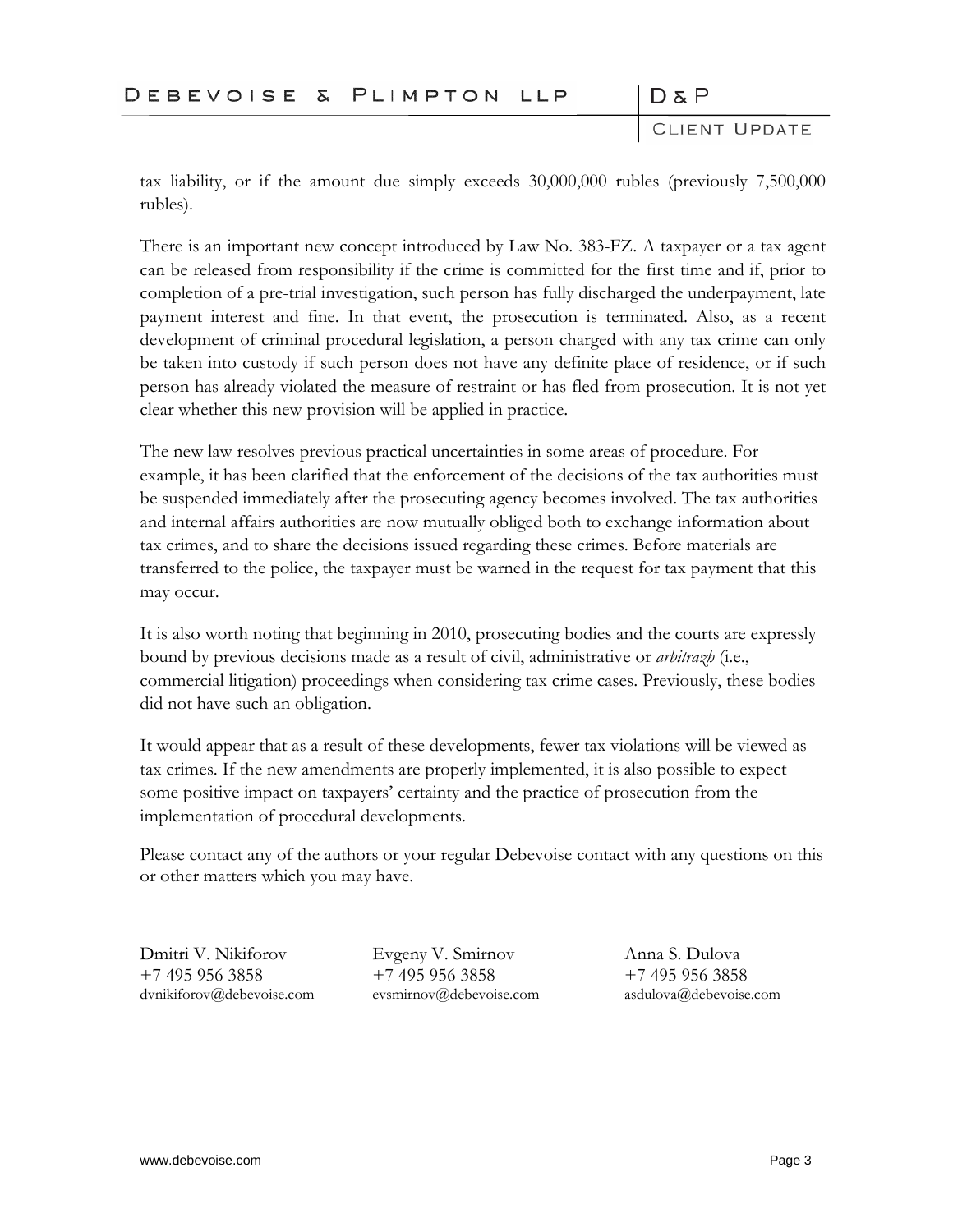tax liability, or if the amount due simply exceeds 30,000,000 rubles (previously 7,500,000 rubles).

There is an important new concept introduced by Law No. 383-FZ. A taxpayer or a tax agent can be released from responsibility if the crime is committed for the first time and if, prior to completion of a pre-trial investigation, such person has fully discharged the underpayment, late payment interest and fine. In that event, the prosecution is terminated. Also, as a recent development of criminal procedural legislation, a person charged with any tax crime can only be taken into custody if such person does not have any definite place of residence, or if such person has already violated the measure of restraint or has fled from prosecution. It is not yet clear whether this new provision will be applied in practice.

The new law resolves previous practical uncertainties in some areas of procedure. For example, it has been clarified that the enforcement of the decisions of the tax authorities must be suspended immediately after the prosecuting agency becomes involved. The tax authorities and internal affairs authorities are now mutually obliged both to exchange information about tax crimes, and to share the decisions issued regarding these crimes. Before materials are transferred to the police, the taxpayer must be warned in the request for tax payment that this may occur.

It is also worth noting that beginning in 2010, prosecuting bodies and the courts are expressly bound by previous decisions made as a result of civil, administrative or *arbitrazh* (i.e., commercial litigation) proceedings when considering tax crime cases. Previously, these bodies did not have such an obligation.

It would appear that as a result of these developments, fewer tax violations will be viewed as tax crimes. If the new amendments are properly implemented, it is also possible to expect some positive impact on taxpayers' certainty and the practice of prosecution from the implementation of procedural developments.

Please contact any of the authors or your regular Debevoise contact with any questions on this or other matters which you may have.

Dmitri V. Nikiforov
+7 495 956 3858
dvnikiforov@debevoise.com

Evgeny V. Smirnov
+7 495 956 3858
evsmirnov@debevoise.com

Anna S. Dulova
+7 495 956 3858
asdulova@debevoise.com